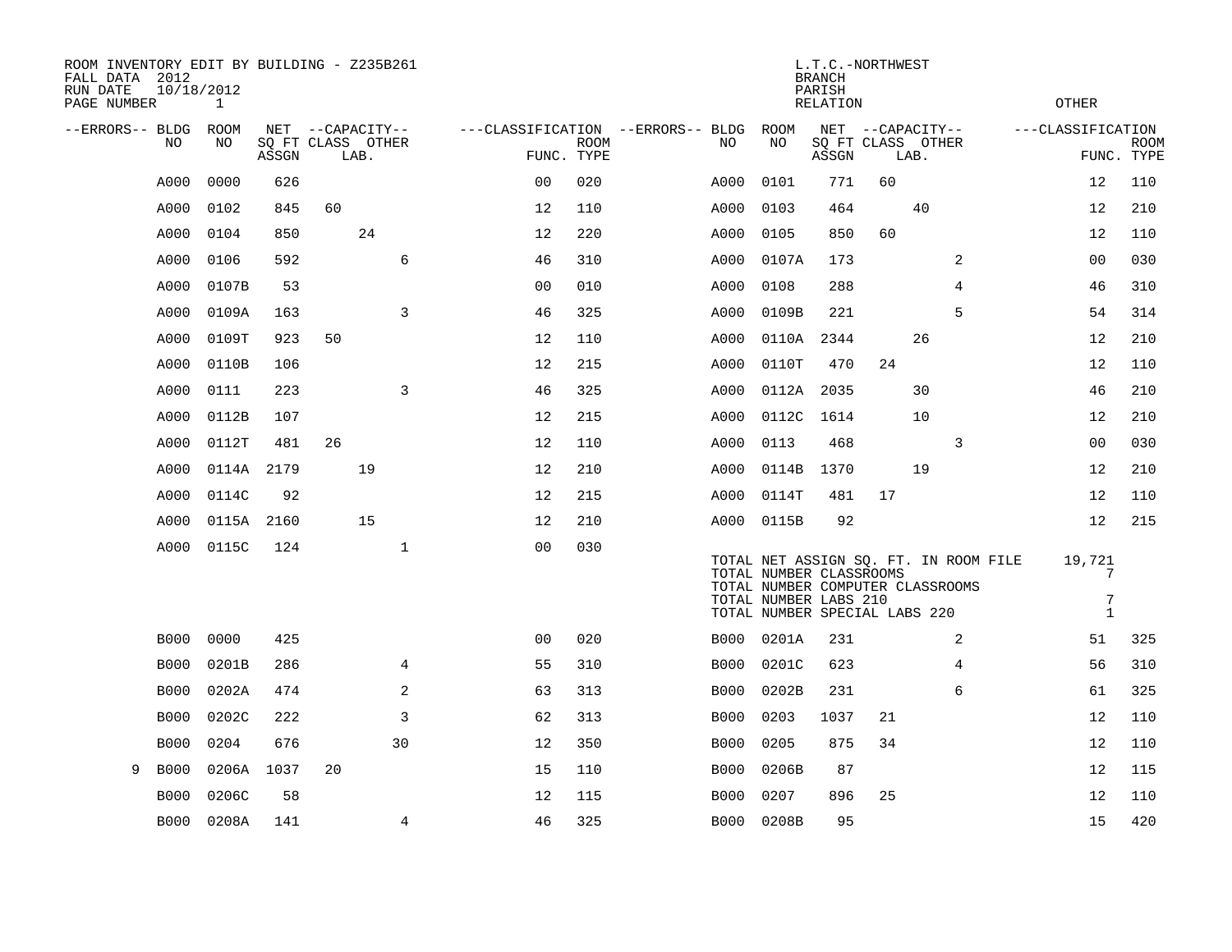ROOM INVENTORY EDIT BY BUILDING - Z235B261
FALL DATA 2012
RUN DATE 10/18/2012
PAGE NUMBER 1

L.T.C.-NORTHWEST
BRANCH
PARISH
RELATION
OTHER

| --ERRORS-- | BLDG NO | ROOM NO | NET SQ FT ASSGN | CAPACITY CLASS | CAPACITY LAB. | CAPACITY OTHER | CLASSIFICATION FUNC. | ROOM TYPE | --ERRORS-- | BLDG NO | ROOM NO | NET SQ FT ASSGN | CAPACITY CLASS | CAPACITY LAB. | CAPACITY OTHER | CLASSIFICATION FUNC. | ROOM TYPE |
|---|---|---|---|---|---|---|---|---|---|---|---|---|---|---|---|---|---|
| | A000 | 0000 | 626 | | | | 00 | 020 | | A000 | 0101 | 771 | 60 | | | 12 | 110 |
| | A000 | 0102 | 845 | 60 | | | 12 | 110 | | A000 | 0103 | 464 | | 40 | | 12 | 210 |
| | A000 | 0104 | 850 | | 24 | | 12 | 220 | | A000 | 0105 | 850 | 60 | | | 12 | 110 |
| | A000 | 0106 | 592 | | | 6 | 46 | 310 | | A000 | 0107A | 173 | | | 2 | 00 | 030 |
| | A000 | 0107B | 53 | | | | 00 | 010 | | A000 | 0108 | 288 | | | 4 | 46 | 310 |
| | A000 | 0109A | 163 | | | 3 | 46 | 325 | | A000 | 0109B | 221 | | | 5 | 54 | 314 |
| | A000 | 0109T | 923 | 50 | | | 12 | 110 | | A000 | 0110A | 2344 | | 26 | | 12 | 210 |
| | A000 | 0110B | 106 | | | | 12 | 215 | | A000 | 0110T | 470 | 24 | | | 12 | 110 |
| | A000 | 0111 | 223 | | | 3 | 46 | 325 | | A000 | 0112A | 2035 | | 30 | | 46 | 210 |
| | A000 | 0112B | 107 | | | | 12 | 215 | | A000 | 0112C | 1614 | | 10 | | 12 | 210 |
| | A000 | 0112T | 481 | 26 | | | 12 | 110 | | A000 | 0113 | 468 | | | 3 | 00 | 030 |
| | A000 | 0114A | 2179 | | 19 | | 12 | 210 | | A000 | 0114B | 1370 | | 19 | | 12 | 210 |
| | A000 | 0114C | 92 | | | | 12 | 215 | | A000 | 0114T | 481 | 17 | | | 12 | 110 |
| | A000 | 0115A | 2160 | | 15 | | 12 | 210 | | A000 | 0115B | 92 | | | | 12 | 215 |
| | A000 | 0115C | 124 | | | 1 | 00 | 030 | | | | | | | | | |

TOTAL NET ASSIGN SQ. FT. IN ROOM FILE 19,721
TOTAL NUMBER CLASSROOMS 7
TOTAL NUMBER COMPUTER CLASSROOMS
TOTAL NUMBER LABS 210 7
TOTAL NUMBER SPECIAL LABS 220 1

| --ERRORS-- | BLDG NO | ROOM NO | NET SQ FT ASSGN | CAPACITY CLASS | CAPACITY LAB. | CAPACITY OTHER | CLASSIFICATION FUNC. | ROOM TYPE | --ERRORS-- | BLDG NO | ROOM NO | NET SQ FT ASSGN | CAPACITY CLASS | CAPACITY LAB. | CAPACITY OTHER | CLASSIFICATION FUNC. | ROOM TYPE |
|---|---|---|---|---|---|---|---|---|---|---|---|---|---|---|---|---|---|
| | B000 | 0000 | 425 | | | | 00 | 020 | | B000 | 0201A | 231 | | | 2 | 51 | 325 |
| | B000 | 0201B | 286 | | | 4 | 55 | 310 | | B000 | 0201C | 623 | | | 4 | 56 | 310 |
| | B000 | 0202A | 474 | | | 2 | 63 | 313 | | B000 | 0202B | 231 | | | 6 | 61 | 325 |
| | B000 | 0202C | 222 | | | 3 | 62 | 313 | | B000 | 0203 | 1037 | 21 | | | 12 | 110 |
| | B000 | 0204 | 676 | | | 30 | 12 | 350 | | B000 | 0205 | 875 | 34 | | | 12 | 110 |
| 9 | B000 | 0206A | 1037 | 20 | | | 15 | 110 | | B000 | 0206B | 87 | | | | 12 | 115 |
| | B000 | 0206C | 58 | | | | 12 | 115 | | B000 | 0207 | 896 | 25 | | | 12 | 110 |
| | B000 | 0208A | 141 | | | 4 | 46 | 325 | | B000 | 0208B | 95 | | | | 15 | 420 |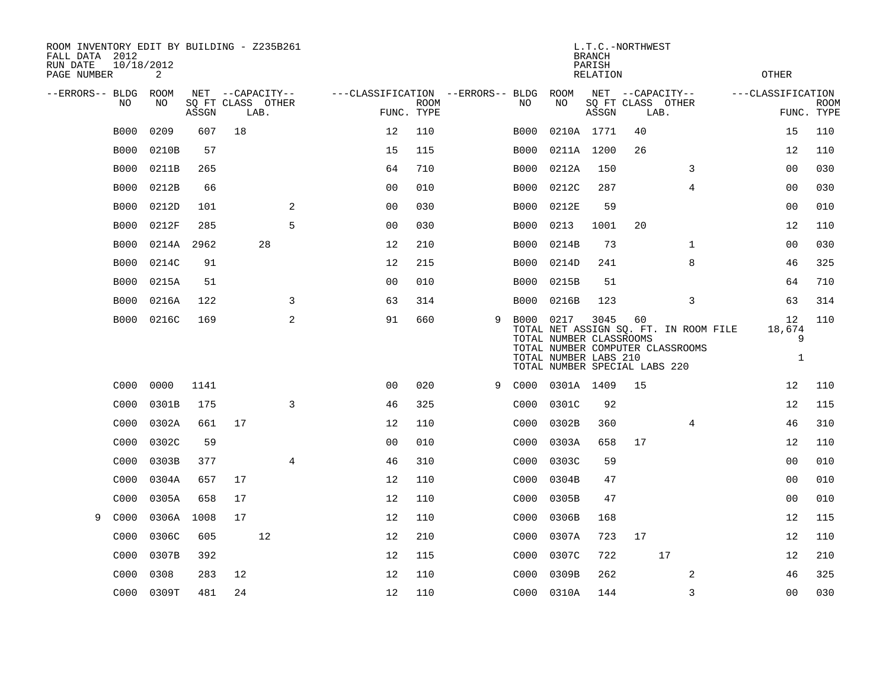ROOM INVENTORY EDIT BY BUILDING - Z235B261
FALL DATA 2012
RUN DATE 10/18/2012
PAGE NUMBER 2

L.T.C.-NORTHWEST
BRANCH
PARISH
RELATION
OTHER

| --ERRORS-- | BLDG NO | ROOM NO | NET SQ FT ASSGN | CAPACITY CLASS | CAPACITY LAB. | CAPACITY OTHER | CLASSIFICATION FUNC. | ROOM TYPE | --ERRORS-- | BLDG NO | ROOM NO | NET SQ FT ASSGN | CAPACITY CLASS | CAPACITY LAB. | CAPACITY OTHER | CLASSIFICATION FUNC. | ROOM TYPE |
|---|---|---|---|---|---|---|---|---|---|---|---|---|---|---|---|---|---|
| | B000 | 0209 | 607 | 18 | | | 12 | 110 | | B000 | 0210A | 1771 | 40 | | | 15 | 110 |
| | B000 | 0210B | 57 | | | | 15 | 115 | | B000 | 0211A | 1200 | 26 | | | 12 | 110 |
| | B000 | 0211B | 265 | | | | 64 | 710 | | B000 | 0212A | 150 | | | 3 | 00 | 030 |
| | B000 | 0212B | 66 | | | | 00 | 010 | | B000 | 0212C | 287 | | | 4 | 00 | 030 |
| | B000 | 0212D | 101 | | | 2 | 00 | 030 | | B000 | 0212E | 59 | | | | 00 | 010 |
| | B000 | 0212F | 285 | | | 5 | 00 | 030 | | B000 | 0213 | 1001 | 20 | | | 12 | 110 |
| | B000 | 0214A | 2962 | | 28 | | 12 | 210 | | B000 | 0214B | 73 | | | 1 | 00 | 030 |
| | B000 | 0214C | 91 | | | | 12 | 215 | | B000 | 0214D | 241 | | | 8 | 46 | 325 |
| | B000 | 0215A | 51 | | | | 00 | 010 | | B000 | 0215B | 51 | | | | 64 | 710 |
| | B000 | 0216A | 122 | | | 3 | 63 | 314 | | B000 | 0216B | 123 | | | 3 | 63 | 314 |
| | B000 | 0216C | 169 | | | 2 | 91 | 660 | 9 | B000 | 0217 | 3045 | 60 | | | 12 | 110 |
| | | | | | | | | | | TOTAL NET ASSIGN SQ. FT. IN ROOM FILE | | | | | | 18,674 | |
| | | | | | | | | | | TOTAL NUMBER CLASSROOMS | | | | | | 9 | |
| | | | | | | | | | | TOTAL NUMBER COMPUTER CLASSROOMS | | | | | | | |
| | | | | | | | | | | TOTAL NUMBER LABS 210 | | | | | | 1 | |
| | | | | | | | | | | TOTAL NUMBER SPECIAL LABS 220 | | | | | | | |
| | C000 | 0000 | 1141 | | | | 00 | 020 | 9 | C000 | 0301A | 1409 | 15 | | | 12 | 110 |
| | C000 | 0301B | 175 | | | 3 | 46 | 325 | | C000 | 0301C | 92 | | | | 12 | 115 |
| | C000 | 0302A | 661 | 17 | | | 12 | 110 | | C000 | 0302B | 360 | | | 4 | 46 | 310 |
| | C000 | 0302C | 59 | | | | 00 | 010 | | C000 | 0303A | 658 | 17 | | | 12 | 110 |
| | C000 | 0303B | 377 | | | 4 | 46 | 310 | | C000 | 0303C | 59 | | | | 00 | 010 |
| | C000 | 0304A | 657 | 17 | | | 12 | 110 | | C000 | 0304B | 47 | | | | 00 | 010 |
| | C000 | 0305A | 658 | 17 | | | 12 | 110 | | C000 | 0305B | 47 | | | | 00 | 010 |
| 9 | C000 | 0306A | 1008 | 17 | | | 12 | 110 | | C000 | 0306B | 168 | | | | 12 | 115 |
| | C000 | 0306C | 605 | | 12 | | 12 | 210 | | C000 | 0307A | 723 | 17 | | | 12 | 110 |
| | C000 | 0307B | 392 | | | | 12 | 115 | | C000 | 0307C | 722 | | 17 | | 12 | 210 |
| | C000 | 0308 | 283 | 12 | | | 12 | 110 | | C000 | 0309B | 262 | | | 2 | 46 | 325 |
| | C000 | 0309T | 481 | 24 | | | 12 | 110 | | C000 | 0310A | 144 | | | 3 | 00 | 030 |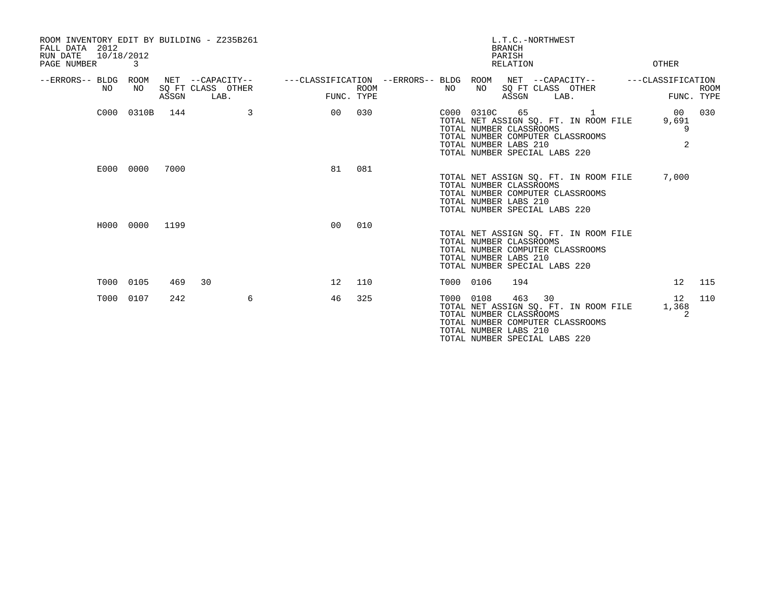ROOM INVENTORY EDIT BY BUILDING - Z235B261
FALL DATA 2012
RUN DATE 10/18/2012
PAGE NUMBER 3

L.T.C.-NORTHWEST
BRANCH
PARISH
RELATION
OTHER

| --ERRORS-- | BLDG NO | ROOM NO | NET SQ FT ASSGN | --CAPACITY-- CLASS LAB. | OTHER | ---CLASSIFICATION FUNC. | ROOM TYPE | --ERRORS-- | BLDG NO | ROOM NO | NET SQ FT ASSGN | --CAPACITY-- CLASS LAB. | OTHER | ---CLASSIFICATION FUNC. | ROOM TYPE |
|---|---|---|---|---|---|---|---|---|---|---|---|---|---|---|---|
| | C000 | 0310B | 144 | | 3 | 00 | 030 | | C000 | 0310C | 65 | | 1 | 00 | 030 |
| | | | | | | | | | TOTAL NET ASSIGN SQ. FT. IN ROOM FILE | | | | | 9,691 | |
| | | | | | | | | | TOTAL NUMBER CLASSROOMS | | | | | 9 | |
| | | | | | | | | | TOTAL NUMBER COMPUTER CLASSROOMS | | | | | | |
| | | | | | | | | | TOTAL NUMBER LABS 210 | | | | | 2 | |
| | | | | | | | | | TOTAL NUMBER SPECIAL LABS 220 | | | | | | |
| | E000 | 0000 | 7000 | | | 81 | 081 | | | | | | | | |
| | | | | | | | | | TOTAL NET ASSIGN SQ. FT. IN ROOM FILE | | | | | 7,000 | |
| | | | | | | | | | TOTAL NUMBER CLASSROOMS | | | | | | |
| | | | | | | | | | TOTAL NUMBER COMPUTER CLASSROOMS | | | | | | |
| | | | | | | | | | TOTAL NUMBER LABS 210 | | | | | | |
| | | | | | | | | | TOTAL NUMBER SPECIAL LABS 220 | | | | | | |
| | H000 | 0000 | 1199 | | | 00 | 010 | | | | | | | | |
| | | | | | | | | | TOTAL NET ASSIGN SQ. FT. IN ROOM FILE | | | | | | |
| | | | | | | | | | TOTAL NUMBER CLASSROOMS | | | | | | |
| | | | | | | | | | TOTAL NUMBER COMPUTER CLASSROOMS | | | | | | |
| | | | | | | | | | TOTAL NUMBER LABS 210 | | | | | | |
| | | | | | | | | | TOTAL NUMBER SPECIAL LABS 220 | | | | | | |
| | T000 | 0105 | 469 | 30 | | 12 | 110 | | T000 | 0106 | 194 | | | 12 | 115 |
| | T000 | 0107 | 242 | | 6 | 46 | 325 | | T000 | 0108 | 463 | 30 | | 12 | 110 |
| | | | | | | | | | TOTAL NET ASSIGN SQ. FT. IN ROOM FILE | | | | | 1,368 | |
| | | | | | | | | | TOTAL NUMBER CLASSROOMS | | | | | 2 | |
| | | | | | | | | | TOTAL NUMBER COMPUTER CLASSROOMS | | | | | | |
| | | | | | | | | | TOTAL NUMBER LABS 210 | | | | | | |
| | | | | | | | | | TOTAL NUMBER SPECIAL LABS 220 | | | | | | |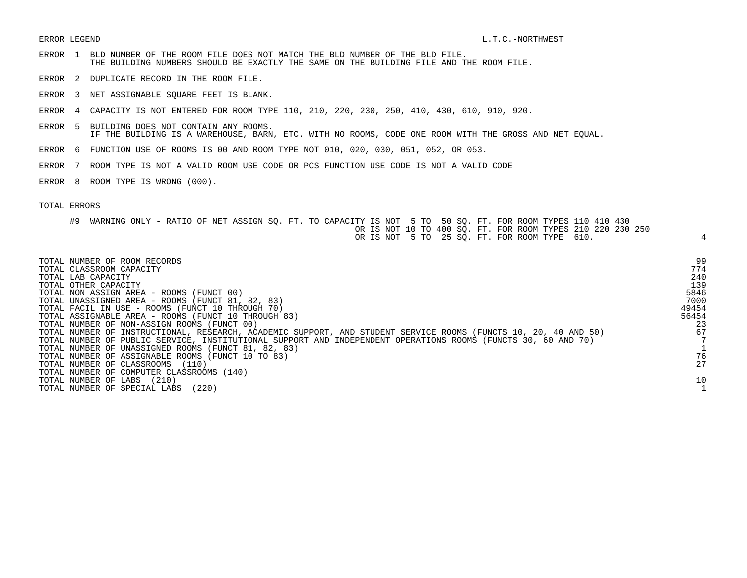ERROR LEGEND

L.T.C.-NORTHWEST

ERROR 1 BLD NUMBER OF THE ROOM FILE DOES NOT MATCH THE BLD NUMBER OF THE BLD FILE.
THE BUILDING NUMBERS SHOULD BE EXACTLY THE SAME ON THE BUILDING FILE AND THE ROOM FILE.

ERROR 2 DUPLICATE RECORD IN THE ROOM FILE.

ERROR 3 NET ASSIGNABLE SQUARE FEET IS BLANK.

ERROR 4 CAPACITY IS NOT ENTERED FOR ROOM TYPE 110, 210, 220, 230, 250, 410, 430, 610, 910, 920.

ERROR 5 BUILDING DOES NOT CONTAIN ANY ROOMS.
IF THE BUILDING IS A WAREHOUSE, BARN, ETC. WITH NO ROOMS, CODE ONE ROOM WITH THE GROSS AND NET EQUAL.

ERROR 6 FUNCTION USE OF ROOMS IS 00 AND ROOM TYPE NOT 010, 020, 030, 051, 052, OR 053.

ERROR 7 ROOM TYPE IS NOT A VALID ROOM USE CODE OR PCS FUNCTION USE CODE IS NOT A VALID CODE

ERROR 8 ROOM TYPE IS WRONG (000).

TOTAL ERRORS

| | |
|---|---|
| #9 WARNING ONLY - RATIO OF NET ASSIGN SQ. FT. TO CAPACITY IS NOT 5 TO 50 SQ. FT. FOR ROOM TYPES 110 410 430 OR IS NOT 10 TO 400 SQ. FT. FOR ROOM TYPES 210 220 230 250 OR IS NOT 5 TO 25 SQ. FT. FOR ROOM TYPE 610. | 4 |

| | |
|---|---|
| TOTAL NUMBER OF ROOM RECORDS | 99 |
| TOTAL CLASSROOM CAPACITY | 774 |
| TOTAL LAB CAPACITY | 240 |
| TOTAL OTHER CAPACITY | 139 |
| TOTAL NON ASSIGN AREA - ROOMS (FUNCT 00) | 5846 |
| TOTAL UNASSIGNED AREA - ROOMS (FUNCT 81, 82, 83) | 7000 |
| TOTAL FACIL IN USE - ROOMS (FUNCT 10 THROUGH 70) | 49454 |
| TOTAL ASSIGNABLE AREA - ROOMS (FUNCT 10 THROUGH 83) | 56454 |
| TOTAL NUMBER OF NON-ASSIGN ROOMS (FUNCT 00) | 23 |
| TOTAL NUMBER OF INSTRUCTIONAL, RESEARCH, ACADEMIC SUPPORT, AND STUDENT SERVICE ROOMS (FUNCTS 10, 20, 40 AND 50) | 67 |
| TOTAL NUMBER OF PUBLIC SERVICE, INSTITUTIONAL SUPPORT AND INDEPENDENT OPERATIONS ROOMS (FUNCTS 30, 60 AND 70) | 7 |
| TOTAL NUMBER OF UNASSIGNED ROOMS (FUNCT 81, 82, 83) | 1 |
| TOTAL NUMBER OF ASSIGNABLE ROOMS (FUNCT 10 TO 83) | 76 |
| TOTAL NUMBER OF CLASSROOMS (110) | 27 |
| TOTAL NUMBER OF COMPUTER CLASSROOMS (140) | |
| TOTAL NUMBER OF LABS (210) | 10 |
| TOTAL NUMBER OF SPECIAL LABS (220) | 1 |